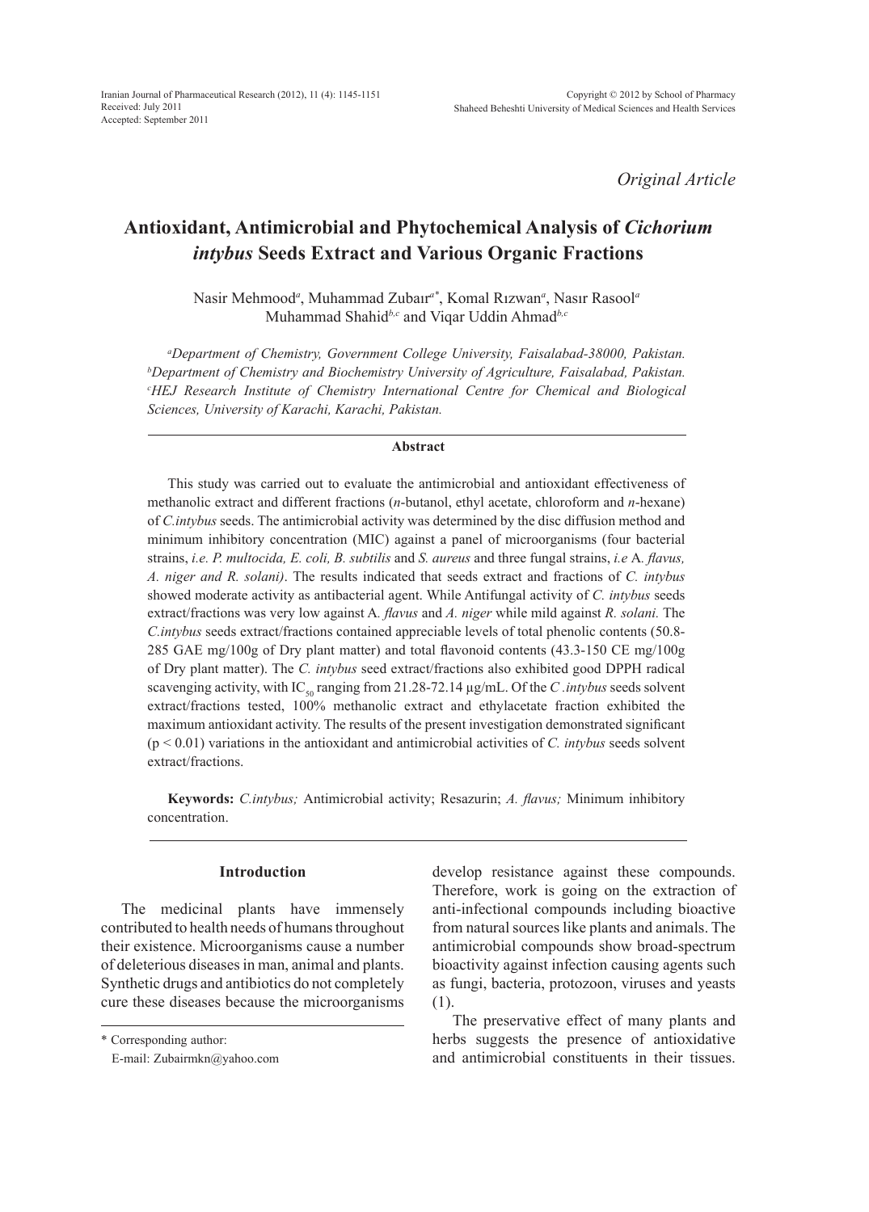*Original Article*

# Antioxidant, Antimicrobial and Phytochemical Analysis of *Cichorium intybus* Seeds Extract and Various Organic Fractions

Nasir Mehmood[a], Muhammad Zubair[a*], Komal Rızwan[a], Nasır Rasool[a] Muhammad Shahid[b,c] and Viqar Uddin Ahmad[b,c]

[a]*Department of Chemistry, Government College University, Faisalabad-38000, Pakistan.* [b]*Department of Chemistry and Biochemistry University of Agriculture, Faisalabad, Pakistan.* [c]*HEJ Research Institute of Chemistry International Centre for Chemical and Biological Sciences, University of Karachi, Karachi, Pakistan.*

## Abstract

This study was carried out to evaluate the antimicrobial and antioxidant effectiveness of methanolic extract and different fractions (*n*-butanol, ethyl acetate, chloroform and *n*-hexane) of *C.intybus* seeds. The antimicrobial activity was determined by the disc diffusion method and minimum inhibitory concentration (MIC) against a panel of microorganisms (four bacterial strains, *i.e. P. multocida, E. coli, B. subtilis* and *S. aureus* and three fungal strains, *i.e* A*. flavus, A. niger and R. solani)*. The results indicated that seeds extract and fractions of *C. intybus* showed moderate activity as antibacterial agent. While Antifungal activity of *C. intybus* seeds extract/fractions was very low against A*. flavus* and *A. niger* while mild against *R. solani.* The *C.intybus* seeds extract/fractions contained appreciable levels of total phenolic contents (50.8-285 GAE mg/100g of Dry plant matter) and total flavonoid contents (43.3-150 CE mg/100g of Dry plant matter). The *C. intybus* seed extract/fractions also exhibited good DPPH radical scavenging activity, with $IC_{50}$ ranging from 21.28-72.14 µg/mL. Of the *C .intybus* seeds solvent extract/fractions tested, 100% methanolic extract and ethylacetate fraction exhibited the maximum antioxidant activity. The results of the present investigation demonstrated significant ($p < 0.01$) variations in the antioxidant and antimicrobial activities of *C. intybus* seeds solvent extract/fractions.

**Keywords:** *C.intybus;* Antimicrobial activity; Resazurin; *A. flavus;* Minimum inhibitory concentration.

## Introduction

The medicinal plants have immensely contributed to health needs of humans throughout their existence. Microorganisms cause a number of deleterious diseases in man, animal and plants. Synthetic drugs and antibiotics do not completely cure these diseases because the microorganisms develop resistance against these compounds. Therefore, work is going on the extraction of anti-infectional compounds including bioactive from natural sources like plants and animals. The antimicrobial compounds show broad-spectrum bioactivity against infection causing agents such as fungi, bacteria, protozoon, viruses and yeasts (1).

The preservative effect of many plants and herbs suggests the presence of antioxidative and antimicrobial constituents in their tissues.

\* Corresponding author:
E-mail: Zubairmkn@yahoo.com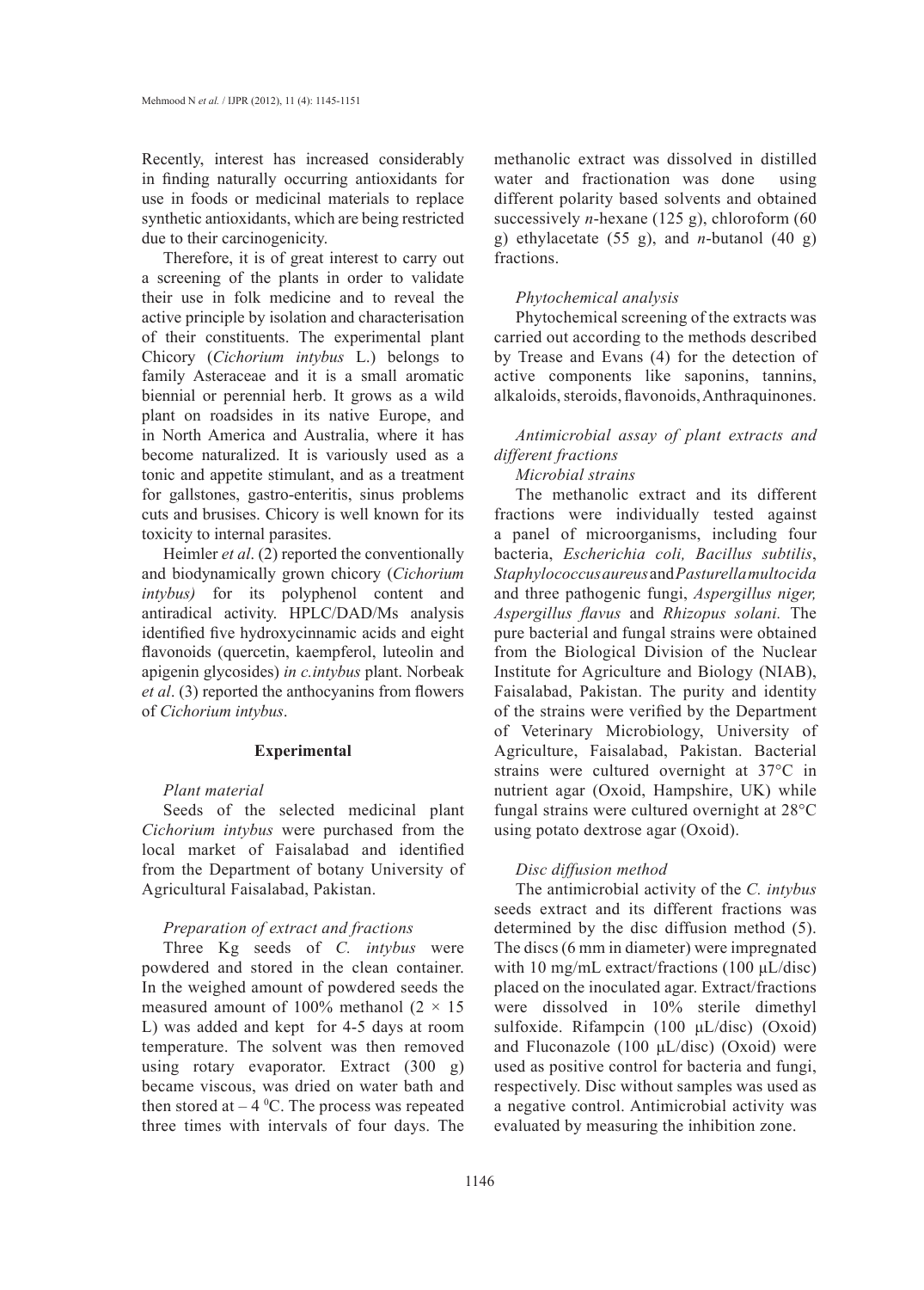Recently, interest has increased considerably in finding naturally occurring antioxidants for use in foods or medicinal materials to replace synthetic antioxidants, which are being restricted due to their carcinogenicity.

Therefore, it is of great interest to carry out a screening of the plants in order to validate their use in folk medicine and to reveal the active principle by isolation and characterisation of their constituents. The experimental plant Chicory (*Cichorium intybus* L.) belongs to family Asteraceae and it is a small aromatic biennial or perennial herb. It grows as a wild plant on roadsides in its native Europe, and in North America and Australia, where it has become naturalized. It is variously used as a tonic and appetite stimulant, and as a treatment for gallstones, gastro-enteritis, sinus problems cuts and brusises. Chicory is well known for its toxicity to internal parasites.

Heimler *et al*. (2) reported the conventionally and biodynamically grown chicory (*Cichorium intybus)* for its polyphenol content and antiradical activity. HPLC/DAD/Ms analysis identified five hydroxycinnamic acids and eight flavonoids (quercetin, kaempferol, luteolin and apigenin glycosides) *in c.intybus* plant. Norbeak *et al*. (3) reported the anthocyanins from flowers of *Cichorium intybus*.

## Experimental

### *Plant material*

Seeds of the selected medicinal plant *Cichorium intybus* were purchased from the local market of Faisalabad and identified from the Department of botany University of Agricultural Faisalabad, Pakistan.

### *Preparation of extract and fractions*

Three Kg seeds of *C. intybus* were powdered and stored in the clean container. In the weighed amount of powdered seeds the measured amount of 100% methanol ($2 \times 15$ L) was added and kept for 4-5 days at room temperature. The solvent was then removed using rotary evaporator. Extract (300 g) became viscous, was dried on water bath and then stored at $-4\ ^0$C. The process was repeated three times with intervals of four days. The methanolic extract was dissolved in distilled water and fractionation was done using different polarity based solvents and obtained successively *n*-hexane (125 g), chloroform (60 g) ethylacetate (55 g), and *n*-butanol (40 g) fractions.

### *Phytochemical analysis*

Phytochemical screening of the extracts was carried out according to the methods described by Trease and Evans (4) for the detection of active components like saponins, tannins, alkaloids, steroids, flavonoids, Anthraquinones.

### *Antimicrobial assay of plant extracts and different fractions*

#### *Microbial strains*

The methanolic extract and its different fractions were individually tested against a panel of microorganisms, including four bacteria, *Escherichia coli, Bacillus subtilis*, *Staphylococcus aureus* and *Pasturella multocida* and three pathogenic fungi, *Aspergillus niger, Aspergillus flavus* and *Rhizopus solani.* The pure bacterial and fungal strains were obtained from the Biological Division of the Nuclear Institute for Agriculture and Biology (NIAB), Faisalabad, Pakistan. The purity and identity of the strains were verified by the Department of Veterinary Microbiology, University of Agriculture, Faisalabad, Pakistan. Bacterial strains were cultured overnight at 37°C in nutrient agar (Oxoid, Hampshire, UK) while fungal strains were cultured overnight at 28°C using potato dextrose agar (Oxoid).

### *Disc diffusion method*

The antimicrobial activity of the *C. intybus* seeds extract and its different fractions was determined by the disc diffusion method (5). The discs (6 mm in diameter) were impregnated with 10 mg/mL extract/fractions (100 µL/disc) placed on the inoculated agar. Extract/fractions were dissolved in 10% sterile dimethyl sulfoxide. Rifampcin (100 µL/disc) (Oxoid) and Fluconazole (100 µL/disc) (Oxoid) were used as positive control for bacteria and fungi, respectively. Disc without samples was used as a negative control. Antimicrobial activity was evaluated by measuring the inhibition zone.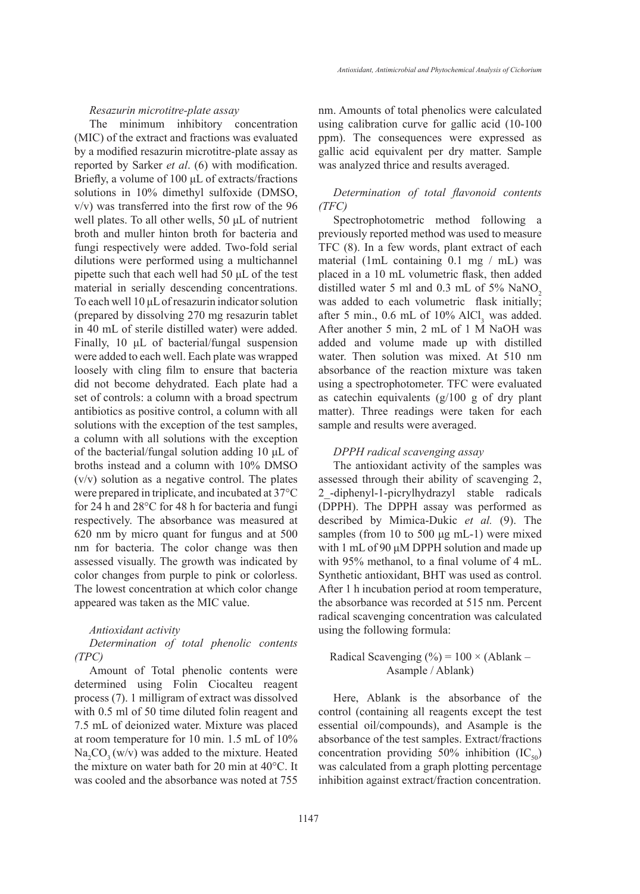### *Resazurin microtitre-plate assay*

The minimum inhibitory concentration (MIC) of the extract and fractions was evaluated by a modified resazurin microtitre-plate assay as reported by Sarker *et al*. (6) with modification. Briefly, a volume of 100 µL of extracts/fractions solutions in 10% dimethyl sulfoxide (DMSO, v/v) was transferred into the first row of the 96 well plates. To all other wells, 50 µL of nutrient broth and muller hinton broth for bacteria and fungi respectively were added. Two-fold serial dilutions were performed using a multichannel pipette such that each well had 50 µL of the test material in serially descending concentrations. To each well 10 µL of resazurin indicator solution (prepared by dissolving 270 mg resazurin tablet in 40 mL of sterile distilled water) were added. Finally, 10 µL of bacterial/fungal suspension were added to each well. Each plate was wrapped loosely with cling film to ensure that bacteria did not become dehydrated. Each plate had a set of controls: a column with a broad spectrum antibiotics as positive control, a column with all solutions with the exception of the test samples, a column with all solutions with the exception of the bacterial/fungal solution adding 10 µL of broths instead and a column with 10% DMSO (v/v) solution as a negative control. The plates were prepared in triplicate, and incubated at 37°C for 24 h and 28°C for 48 h for bacteria and fungi respectively. The absorbance was measured at 620 nm by micro quant for fungus and at 500 nm for bacteria. The color change was then assessed visually. The growth was indicated by color changes from purple to pink or colorless. The lowest concentration at which color change appeared was taken as the MIC value.

### *Antioxidant activity*

#### *Determination of total phenolic contents (TPC)*

Amount of Total phenolic contents were determined using Folin Ciocalteu reagent process (7). 1 milligram of extract was dissolved with 0.5 ml of 50 time diluted folin reagent and 7.5 mL of deionized water. Mixture was placed at room temperature for 10 min. 1.5 mL of 10% $Na_2CO_3$ (w/v) was added to the mixture. Heated the mixture on water bath for 20 min at 40°C. It was cooled and the absorbance was noted at 755 nm. Amounts of total phenolics were calculated using calibration curve for gallic acid (10-100 ppm). The consequences were expressed as gallic acid equivalent per dry matter. Sample was analyzed thrice and results averaged.

#### *Determination of total flavonoid contents (TFC)*

Spectrophotometric method following a previously reported method was used to measure TFC (8). In a few words, plant extract of each material (1mL containing 0.1 mg / mL) was placed in a 10 mL volumetric flask, then added distilled water 5 ml and 0.3 mL of 5% $NaNO_2$ was added to each volumetric flask initially; after 5 min., 0.6 mL of 10% $AlCl_3$ was added. After another 5 min, 2 mL of 1 M NaOH was added and volume made up with distilled water. Then solution was mixed. At 510 nm absorbance of the reaction mixture was taken using a spectrophotometer. TFC were evaluated as catechin equivalents (g/100 g of dry plant matter). Three readings were taken for each sample and results were averaged.

#### *DPPH radical scavenging assay*

The antioxidant activity of the samples was assessed through their ability of scavenging 2, 2_-diphenyl-1-picrylhydrazyl stable radicals (DPPH). The DPPH assay was performed as described by Mimica-Dukic *et al.* (9). The samples (from 10 to 500 µg mL-1) were mixed with 1 mL of 90 µM DPPH solution and made up with 95% methanol, to a final volume of 4 mL. Synthetic antioxidant, BHT was used as control. After 1 h incubation period at room temperature, the absorbance was recorded at 515 nm. Percent radical scavenging concentration was calculated using the following formula:

$$\text{Radical Scavenging (\%)} = 100 \times (\text{Ablank} - \text{Asample} / \text{Ablank})$$

Here, Ablank is the absorbance of the control (containing all reagents except the test essential oil/compounds), and Asample is the absorbance of the test samples. Extract/fractions concentration providing 50% inhibition ($IC_{50}$) was calculated from a graph plotting percentage inhibition against extract/fraction concentration.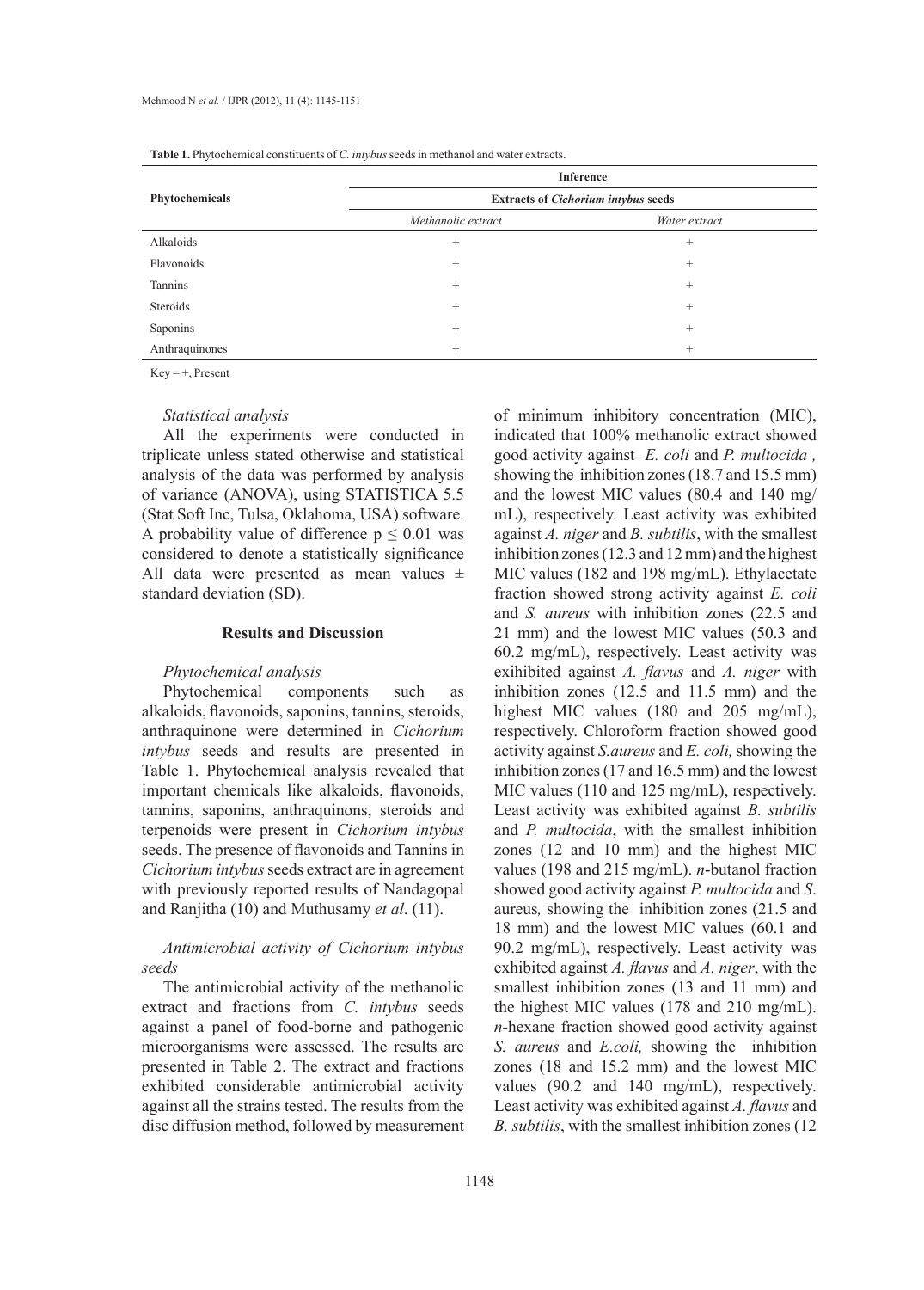**Table 1.** Phytochemical constituents of *C. intybus* seeds in methanol and water extracts.

| Phytochemicals | Inference | |
|---|---|---|
| | Extracts of *Cichorium intybus* seeds | |
| | *Methanolic extract* | *Water extract* |
| Alkaloids | + | + |
| Flavonoids | + | + |
| Tannins | + | + |
| Steroids | + | + |
| Saponins | + | + |
| Anthraquinones | + | + |

Key = +, Present

### *Statistical analysis*

All the experiments were conducted in triplicate unless stated otherwise and statistical analysis of the data was performed by analysis of variance (ANOVA), using STATISTICA 5.5 (Stat Soft Inc, Tulsa, Oklahoma, USA) software. A probability value of difference $p \leq 0.01$ was considered to denote a statistically significance All data were presented as mean values ± standard deviation (SD).

## Results and Discussion

### *Phytochemical analysis*

Phytochemical components such as alkaloids, flavonoids, saponins, tannins, steroids, anthraquinone were determined in *Cichorium intybus* seeds and results are presented in Table 1. Phytochemical analysis revealed that important chemicals like alkaloids, flavonoids, tannins, saponins, anthraquinons, steroids and terpenoids were present in *Cichorium intybus* seeds. The presence of flavonoids and Tannins in *Cichorium intybus* seeds extract are in agreement with previously reported results of Nandagopal and Ranjitha (10) and Muthusamy *et al*. (11).

### *Antimicrobial activity of Cichorium intybus seeds*

The antimicrobial activity of the methanolic extract and fractions from *C. intybus* seeds against a panel of food-borne and pathogenic microorganisms were assessed. The results are presented in Table 2. The extract and fractions exhibited considerable antimicrobial activity against all the strains tested. The results from the disc diffusion method, followed by measurement of minimum inhibitory concentration (MIC), indicated that 100% methanolic extract showed good activity against *E. coli* and *P. multocida* , showing the inhibition zones (18.7 and 15.5 mm) and the lowest MIC values (80.4 and 140 mg/mL), respectively. Least activity was exhibited against *A. niger* and *B. subtilis*, with the smallest inhibition zones (12.3 and 12 mm) and the highest MIC values (182 and 198 mg/mL). Ethylacetate fraction showed strong activity against *E. coli* and *S. aureus* with inhibition zones (22.5 and 21 mm) and the lowest MIC values (50.3 and 60.2 mg/mL), respectively. Least activity was exihibited against *A. flavus* and *A. niger* with inhibition zones (12.5 and 11.5 mm) and the highest MIC values (180 and 205 mg/mL), respectively. Chloroform fraction showed good activity against *S.aureus* and *E. coli,* showing the inhibition zones (17 and 16.5 mm) and the lowest MIC values (110 and 125 mg/mL), respectively. Least activity was exhibited against *B. subtilis* and *P. multocida*, with the smallest inhibition zones (12 and 10 mm) and the highest MIC values (198 and 215 mg/mL). *n*-butanol fraction showed good activity against *P. multocida* and *S*. aureus*,* showing the inhibition zones (21.5 and 18 mm) and the lowest MIC values (60.1 and 90.2 mg/mL), respectively. Least activity was exhibited against *A. flavus* and *A. niger*, with the smallest inhibition zones (13 and 11 mm) and the highest MIC values (178 and 210 mg/mL). *n*-hexane fraction showed good activity against *S. aureus* and *E.coli,* showing the inhibition zones (18 and 15.2 mm) and the lowest MIC values (90.2 and 140 mg/mL), respectively. Least activity was exhibited against *A. flavus* and *B. subtilis*, with the smallest inhibition zones (12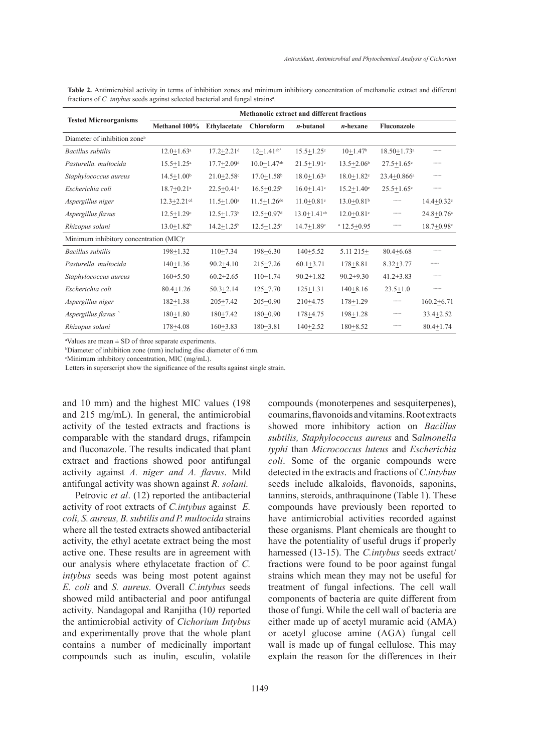**Table 2.** Antimicrobial activity in terms of inhibition zones and minimum inhibitory concentration of methanolic extract and different fractions of *C. intybus* seeds against selected bacterial and fungal strains[a].

| Tested Microorganisms | Methanolic extract and different fractions | | | | | | |
|---|---|---|---|---|---|---|---|
| | Methanol 100% | Ethylacetate | Chloroform | *n*-butanol | *n*-hexane | Fluconazole | |
| Diameter of inhibition zone[b] | | | | | | | |
| *Bacillus subtilis* | 12.0+1.63[a] | 17.2+2.21[d] | 12+1.41[ab`] | 15.5+1.25[c] | 10+1.47[b] | 18.50+1.73[a] | ------ |
| *Pasturella. multocida* | 15.5+1.25[a] | 17.7+2.09[d] | 10.0+1.47[ab] | 21.5+1.91[c] | 13.5+2.06[b] | 27.5+1.65[c] | ------ |
| *Staphylococcus aureus* | 14.5+1.00[b] | 21.0+2.58[c] | 17.0+1.58[b] | 18.0+1.63[a] | 18.0+1.82[c] | 23.4+0.866[a] | ------ |
| *Escherichia coli* | 18.7+0.21[a] | 22.5+0.41[e] | 16.5+0.25[b] | 16.0+1.41[c] | 15.2+1.40[e] | 25.5+1.65[c] | ------ |
| *Aspergillus niger* | 12.3+2.21[cd] | 11.5+1.00[a] | 11.5+1.26[de] | 11.0+0.81[e] | 13.0+0.81[b] | ------ | 14.4+0.32[c] |
| *Aspergillus flavus* | 12.5+1.29[c] | 12.5+1.73[b] | 12.5+0.97[d] | 13.0+1.41[ab] | 12.0+0.81[c] | ------ | 24.8+0.76[a] |
| *Rhizopus solani* | 13.0+1.82[b] | 14.2+1.25[b] | 12.5+1.25[c] | 14.7+1.89[c] | [a] 12.5+0.95 | ------ | 18.7+0.98[c] |
| Minimum inhibitory concentration (MIC)[c] | | | | | | | |
| *Bacillus subtilis* | 198+1.32 | 110+7.34 | 198+6.30 | 140+5.52 | 5.11 215+ | 80.4+6.68 | ------ |
| *Pasturella. multocida* | 140+1.36 | 90.2+4.10 | 215+7.26 | 60.1+3.71 | 178+8.81 | 8.32+3.77 | ------ |
| *Staphylococcus aureus* | 160+5.50 | 60.2+2.65 | 110+1.74 | 90.2+1.82 | 90.2+9.30 | 41.2+3.83 | ------ |
| *Escherichia coli* | 80.4+1.26 | 50.3+2.14 | 125+7.70 | 125+1.31 | 140+8.16 | 23.5+1.0 | ------ |
| *Aspergillus niger* | 182+1.38 | 205+7.42 | 205+0.90 | 210+4.75 | 178+1.29 | ------ | 160.2+6.71 |
| *Aspergillus flavus* ` | 180+1.80 | 180+7.42 | 180+0.90 | 178+4.75 | 198+1.28 | ------ | 33.4+2.52 |
| *Rhizopus solani* | 178+4.08 | 160+3.83 | 180+3.81 | 140+2.52 | 180+8.52 | ------ | 80.4+1.74 |

[a]Values are mean ± SD of three separate experiments.
[b]Diameter of inhibition zone (mm) including disc diameter of 6 mm.
[c]Minimum inhibitory concentration, MIC (mg/mL).
Letters in superscript show the significance of the results against single strain.

and 10 mm) and the highest MIC values (198 and 215 mg/mL). In general, the antimicrobial activity of the tested extracts and fractions is comparable with the standard drugs, rifampcin and fluconazole. The results indicated that plant extract and fractions showed poor antifungal activity against *A. niger and A. flavus*. Mild antifungal activity was shown against *R. solani.*

Petrovic *et al*. (12) reported the antibacterial activity of root extracts of *C.intybus* against *E. coli, S. aureus, B. subtilis and P. multocida* strains where all the tested extracts showed antibacterial activity, the ethyl acetate extract being the most active one. These results are in agreement with our analysis where ethylacetate fraction of *C. intybus* seeds was being most potent against *E. coli* and *S. aureus.* Overall *C.intybus* seeds showed mild antibacterial and poor antifungal activity. Nandagopal and Ranjitha (10*)* reported the antimicrobial activity of *Cichorium Intybus* and experimentally prove that the whole plant contains a number of medicinally important compounds such as inulin, esculin, volatile compounds (monoterpenes and sesquiterpenes), coumarins, flavonoids and vitamins. Root extracts showed more inhibitory action on *Bacillus subtilis, Staphylococcus aureus* and S*almonella typhi* than *Micrococcus luteus* and *Escherichia coli*. Some of the organic compounds were detected in the extracts and fractions of *C.intybus* seeds include alkaloids, flavonoids, saponins, tannins, steroids, anthraquinone (Table 1). These compounds have previously been reported to have antimicrobial activities recorded against these organisms. Plant chemicals are thought to have the potentiality of useful drugs if properly harnessed (13-15). The *C.intybus* seeds extract/fractions were found to be poor against fungal strains which mean they may not be useful for treatment of fungal infections. The cell wall components of bacteria are quite different from those of fungi. While the cell wall of bacteria are either made up of acetyl muramic acid (AMA) or acetyl glucose amine (AGA) fungal cell wall is made up of fungal cellulose. This may explain the reason for the differences in their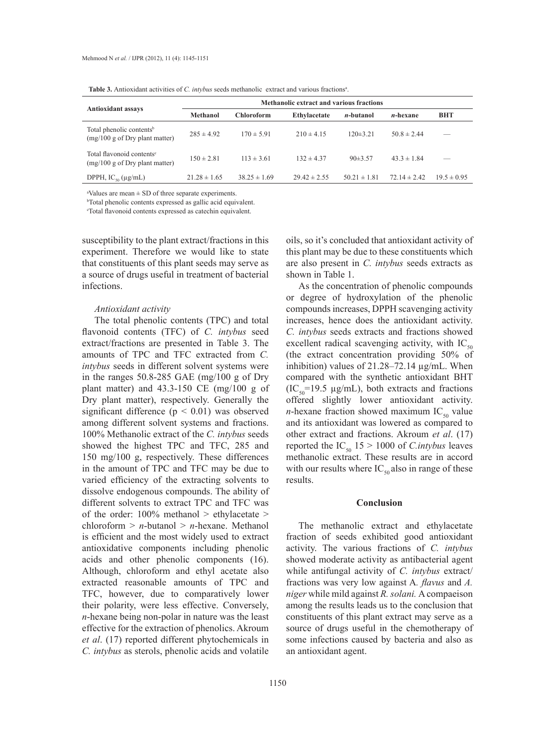**Table 3.** Antioxidant activities of *C. intybus* seeds methanolic extract and various fractions[a].

| Antioxidant assays | Methanolic extract and various fractions | | | | | |
|---|---|---|---|---|---|---|
| | Methanol | Chloroform | Ethylacetate | *n*-butanol | *n*-hexane | BHT |
| Total phenolic contents[b] (mg/100 g of Dry plant matter) | 285 ± 4.92 | 170 ± 5.91 | 210 ± 4.15 | 120±3.21 | 50.8 ± 2.44 | — |
| Total flavonoid contents[c] (mg/100 g of Dry plant matter) | 150 ± 2.81 | 113 ± 3.61 | 132 ± 4.37 | 90±3.57 | 43.3 ± 1.84 | — |
| DPPH, $IC_{50}$ (µg/mL) | 21.28 ± 1.65 | 38.25 ± 1.69 | 29.42 ± 2.55 | 50.21 ± 1.81 | 72.14 ± 2.42 | 19.5 ± 0.95 |

[a]Values are mean ± SD of three separate experiments.
[b]Total phenolic contents expressed as gallic acid equivalent.
[c]Total flavonoid contents expressed as catechin equivalent.

susceptibility to the plant extract/fractions in this experiment. Therefore we would like to state that constituents of this plant seeds may serve as a source of drugs useful in treatment of bacterial infections.

### *Antioxidant activity*

The total phenolic contents (TPC) and total flavonoid contents (TFC) of *C. intybus* seed extract/fractions are presented in Table 3. The amounts of TPC and TFC extracted from *C. intybus* seeds in different solvent systems were in the ranges 50.8-285 GAE (mg/100 g of Dry plant matter) and 43.3-150 CE (mg/100 g of Dry plant matter), respectively. Generally the significant difference ($p < 0.01$) was observed among different solvent systems and fractions. 100% Methanolic extract of the *C. intybus* seeds showed the highest TPC and TFC, 285 and 150 mg/100 g, respectively. These differences in the amount of TPC and TFC may be due to varied efficiency of the extracting solvents to dissolve endogenous compounds. The ability of different solvents to extract TPC and TFC was of the order: 100% methanol > ethylacetate > chloroform > *n*-butanol > *n*-hexane. Methanol is efficient and the most widely used to extract antioxidative components including phenolic acids and other phenolic components (16). Although, chloroform and ethyl acetate also extracted reasonable amounts of TPC and TFC, however, due to comparatively lower their polarity, were less effective. Conversely, *n*-hexane being non-polar in nature was the least effective for the extraction of phenolics. Akroum *et al*. (17) reported different phytochemicals in *C. intybus* as sterols, phenolic acids and volatile oils, so it's concluded that antioxidant activity of this plant may be due to these constituents which are also present in *C. intybus* seeds extracts as shown in Table 1.

As the concentration of phenolic compounds or degree of hydroxylation of the phenolic compounds increases, DPPH scavenging activity increases, hence does the antioxidant activity. *C. intybus* seeds extracts and fractions showed excellent radical scavenging activity, with $IC_{50}$ (the extract concentration providing 50% of inhibition) values of 21.28–72.14 µg/mL. When compared with the synthetic antioxidant BHT ($IC_{50}$=19.5 µg/mL), both extracts and fractions offered slightly lower antioxidant activity. *n*-hexane fraction showed maximum $IC_{50}$ value and its antioxidant was lowered as compared to other extract and fractions. Akroum *et al*. (17) reported the $IC_{50}$ 15 > 1000 of *C.intybus* leaves methanolic extract. These results are in accord with our results where $IC_{50}$ also in range of these results.

## Conclusion

The methanolic extract and ethylacetate fraction of seeds exhibited good antioxidant activity. The various fractions of *C. intybus* showed moderate activity as antibacterial agent while antifungal activity of *C. intybus* extract/fractions was very low against A*. flavus* and *A. niger* while mild against *R. solani.* A compaeison among the results leads us to the conclusion that constituents of this plant extract may serve as a source of drugs useful in the chemotherapy of some infections caused by bacteria and also as an antioxidant agent.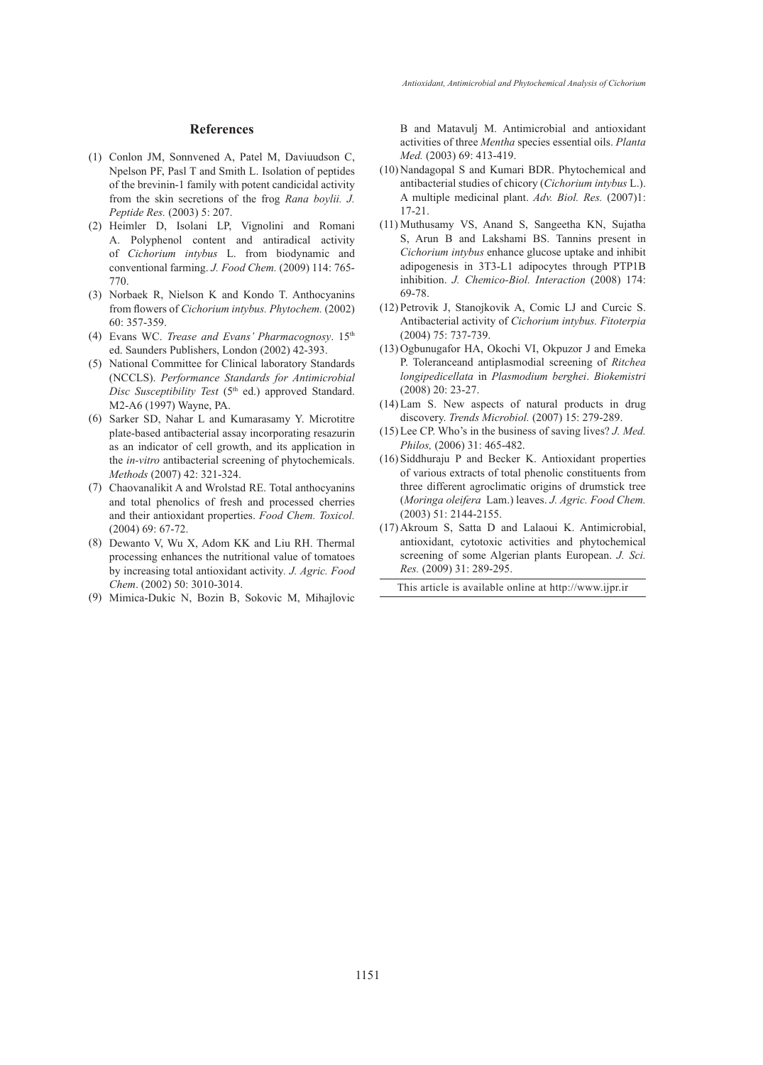## References

(1) Conlon JM, Sonnvened A, Patel M, Daviuudson C, Npelson PF, Pasl T and Smith L. Isolation of peptides of the brevinin-1 family with potent candicidal activity from the skin secretions of the frog *Rana boylii*. *J. Peptide Res.* (2003) 5: 207.

(2) Heimler D, Isolani LP, Vignolini and Romani A. Polyphenol content and antiradical activity of *Cichorium intybus* L. from biodynamic and conventional farming. *J. Food Chem.* (2009) 114: 765-770.

(3) Norbaek R, Nielson K and Kondo T. Anthocyanins from flowers of *Cichorium intybus*. *Phytochem.* (2002) 60: 357-359.

(4) Evans WC. *Trease and Evans' Pharmacognosy*. 15th ed. Saunders Publishers, London (2002) 42-393.

(5) National Committee for Clinical laboratory Standards (NCCLS). *Performance Standards for Antimicrobial Disc Susceptibility Test* (5th ed.) approved Standard. M2-A6 (1997) Wayne, PA.

(6) Sarker SD, Nahar L and Kumarasamy Y. Microtitre plate-based antibacterial assay incorporating resazurin as an indicator of cell growth, and its application in the *in-vitro* antibacterial screening of phytochemicals. *Methods* (2007) 42: 321-324.

(7) Chaovanalikit A and Wrolstad RE. Total anthocyanins and total phenolics of fresh and processed cherries and their antioxidant properties. *Food Chem. Toxicol.* (2004) 69: 67-72.

(8) Dewanto V, Wu X, Adom KK and Liu RH. Thermal processing enhances the nutritional value of tomatoes by increasing total antioxidant activity. *J. Agric. Food Chem*. (2002) 50: 3010-3014.

(9) Mimica-Dukic N, Bozin B, Sokovic M, Mihajlovic B and Matavulj M. Antimicrobial and antioxidant activities of three *Mentha* species essential oils. *Planta Med.* (2003) 69: 413-419.

(10) Nandagopal S and Kumari BDR. Phytochemical and antibacterial studies of chicory (*Cichorium intybus* L.). A multiple medicinal plant. *Adv. Biol. Res.* (2007)1: 17-21.

(11) Muthusamy VS, Anand S, Sangeetha KN, Sujatha S, Arun B and Lakshami BS. Tannins present in *Cichorium intybus* enhance glucose uptake and inhibit adipogenesis in 3T3-L1 adipocytes through PTP1B inhibition. *J. Chemico-Biol. Interaction* (2008) 174: 69-78.

(12) Petrovik J, Stanojkovik A, Comic LJ and Curcic S. Antibacterial activity of *Cichorium intybus*. *Fitoterpia* (2004) 75: 737-739.

(13) Ogbunugafor HA, Okochi VI, Okpuzor J and Emeka P. Toleranceand antiplasmodial screening of *Ritchea longipedicellata* in *Plasmodium berghei*. *Biokemistri* (2008) 20: 23-27.

(14) Lam S. New aspects of natural products in drug discovery. *Trends Microbiol.* (2007) 15: 279-289.

(15) Lee CP. Who's in the business of saving lives? *J. Med. Philos,* (2006) 31: 465-482.

(16) Siddhuraju P and Becker K. Antioxidant properties of various extracts of total phenolic constituents from three different agroclimatic origins of drumstick tree (*Moringa oleifera* Lam.) leaves. *J. Agric. Food Chem.* (2003) 51: 2144-2155.

(17) Akroum S, Satta D and Lalaoui K. Antimicrobial, antioxidant, cytotoxic activities and phytochemical screening of some Algerian plants European. *J. Sci. Res.* (2009) 31: 289-295.

This article is available online at http://www.ijpr.ir